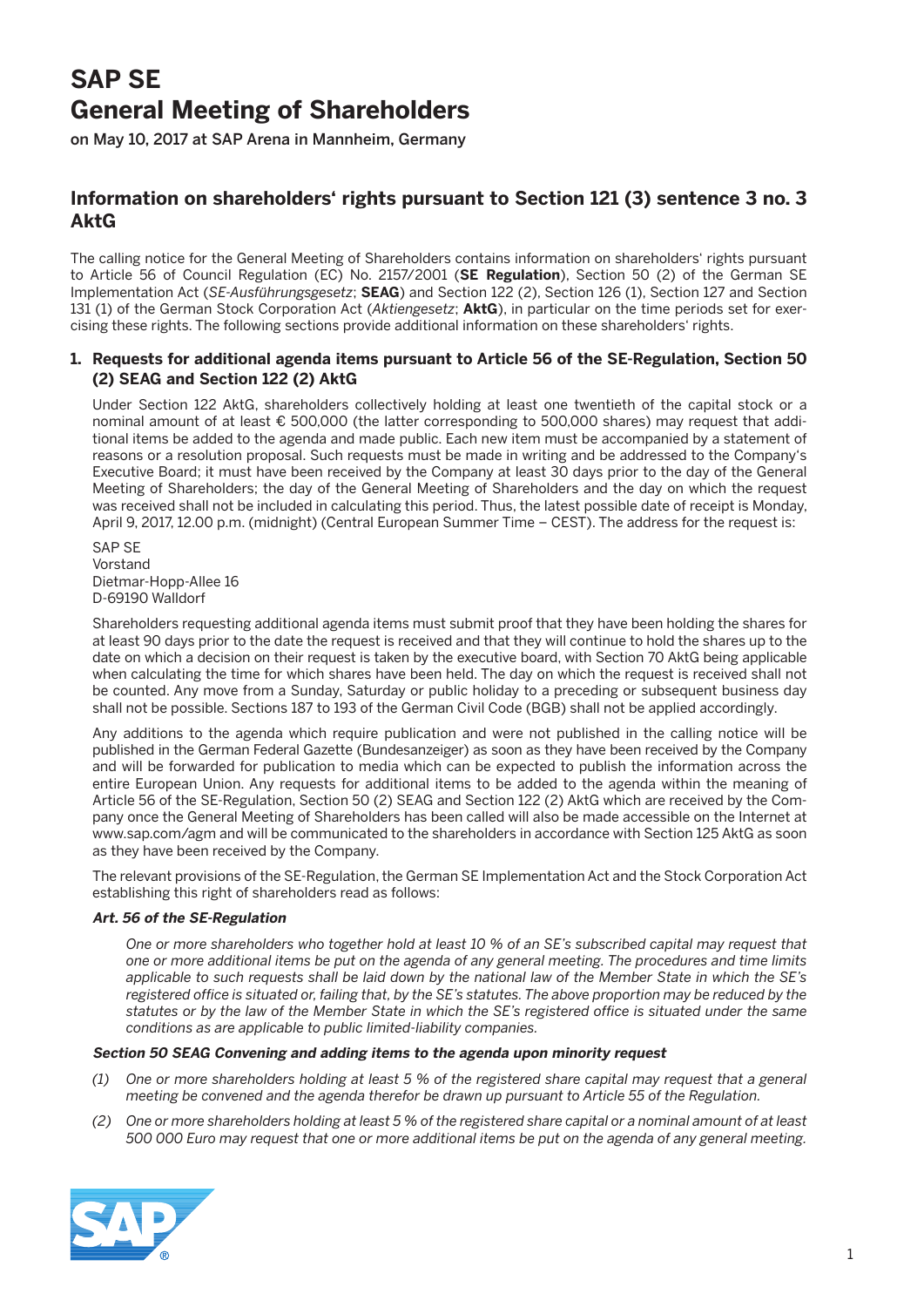# SAP SE
# General Meeting of Shareholders

on May 10, 2017 at SAP Arena in Mannheim, Germany

## Information on shareholders' rights pursuant to Section 121 (3) sentence 3 no. 3 AktG

The calling notice for the General Meeting of Shareholders contains information on shareholders' rights pursuant to Article 56 of Council Regulation (EC) No. 2157/2001 (**SE Regulation**), Section 50 (2) of the German SE Implementation Act (*SE-Ausführungsgesetz*; **SEAG**) and Section 122 (2), Section 126 (1), Section 127 and Section 131 (1) of the German Stock Corporation Act (*Aktiengesetz*; **AktG**), in particular on the time periods set for exercising these rights. The following sections provide additional information on these shareholders' rights.

### 1. Requests for additional agenda items pursuant to Article 56 of the SE-Regulation, Section 50 (2) SEAG and Section 122 (2) AktG

Under Section 122 AktG, shareholders collectively holding at least one twentieth of the capital stock or a nominal amount of at least € 500,000 (the latter corresponding to 500,000 shares) may request that additional items be added to the agenda and made public. Each new item must be accompanied by a statement of reasons or a resolution proposal. Such requests must be made in writing and be addressed to the Company's Executive Board; it must have been received by the Company at least 30 days prior to the day of the General Meeting of Shareholders; the day of the General Meeting of Shareholders and the day on which the request was received shall not be included in calculating this period. Thus, the latest possible date of receipt is Monday, April 9, 2017, 12.00 p.m. (midnight) (Central European Summer Time – CEST). The address for the request is:

SAP SE
Vorstand
Dietmar-Hopp-Allee 16
D-69190 Walldorf

Shareholders requesting additional agenda items must submit proof that they have been holding the shares for at least 90 days prior to the date the request is received and that they will continue to hold the shares up to the date on which a decision on their request is taken by the executive board, with Section 70 AktG being applicable when calculating the time for which shares have been held. The day on which the request is received shall not be counted. Any move from a Sunday, Saturday or public holiday to a preceding or subsequent business day shall not be possible. Sections 187 to 193 of the German Civil Code (BGB) shall not be applied accordingly.

Any additions to the agenda which require publication and were not published in the calling notice will be published in the German Federal Gazette (Bundesanzeiger) as soon as they have been received by the Company and will be forwarded for publication to media which can be expected to publish the information across the entire European Union. Any requests for additional items to be added to the agenda within the meaning of Article 56 of the SE-Regulation, Section 50 (2) SEAG and Section 122 (2) AktG which are received by the Company once the General Meeting of Shareholders has been called will also be made accessible on the Internet at www.sap.com/agm and will be communicated to the shareholders in accordance with Section 125 AktG as soon as they have been received by the Company.

The relevant provisions of the SE-Regulation, the German SE Implementation Act and the Stock Corporation Act establishing this right of shareholders read as follows:

***Art. 56 of the SE-Regulation***

*One or more shareholders who together hold at least 10 % of an SE's subscribed capital may request that one or more additional items be put on the agenda of any general meeting. The procedures and time limits applicable to such requests shall be laid down by the national law of the Member State in which the SE's registered office is situated or, failing that, by the SE's statutes. The above proportion may be reduced by the statutes or by the law of the Member State in which the SE's registered office is situated under the same conditions as are applicable to public limited-liability companies.*

***Section 50 SEAG Convening and adding items to the agenda upon minority request***

*(1) One or more shareholders holding at least 5 % of the registered share capital may request that a general meeting be convened and the agenda therefor be drawn up pursuant to Article 55 of the Regulation.*

*(2) One or more shareholders holding at least 5 % of the registered share capital or a nominal amount of at least 500 000 Euro may request that one or more additional items be put on the agenda of any general meeting.*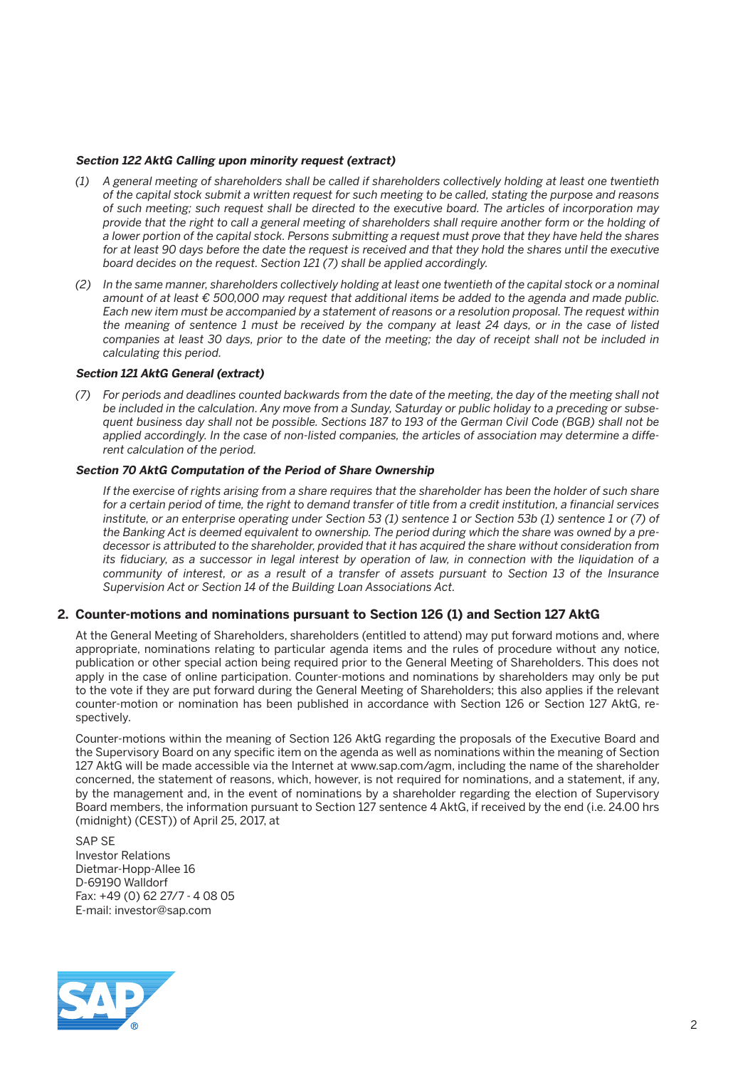***Section 122 AktG Calling upon minority request (extract)***

*(1) A general meeting of shareholders shall be called if shareholders collectively holding at least one twentieth of the capital stock submit a written request for such meeting to be called, stating the purpose and reasons of such meeting; such request shall be directed to the executive board. The articles of incorporation may provide that the right to call a general meeting of shareholders shall require another form or the holding of a lower portion of the capital stock. Persons submitting a request must prove that they have held the shares for at least 90 days before the date the request is received and that they hold the shares until the executive board decides on the request. Section 121 (7) shall be applied accordingly.*

*(2) In the same manner, shareholders collectively holding at least one twentieth of the capital stock or a nominal amount of at least € 500,000 may request that additional items be added to the agenda and made public. Each new item must be accompanied by a statement of reasons or a resolution proposal. The request within the meaning of sentence 1 must be received by the company at least 24 days, or in the case of listed companies at least 30 days, prior to the date of the meeting; the day of receipt shall not be included in calculating this period.*

***Section 121 AktG General (extract)***

*(7) For periods and deadlines counted backwards from the date of the meeting, the day of the meeting shall not be included in the calculation. Any move from a Sunday, Saturday or public holiday to a preceding or subsequent business day shall not be possible. Sections 187 to 193 of the German Civil Code (BGB) shall not be applied accordingly. In the case of non-listed companies, the articles of association may determine a different calculation of the period.*

***Section 70 AktG Computation of the Period of Share Ownership***

*If the exercise of rights arising from a share requires that the shareholder has been the holder of such share for a certain period of time, the right to demand transfer of title from a credit institution, a financial services institute, or an enterprise operating under Section 53 (1) sentence 1 or Section 53b (1) sentence 1 or (7) of the Banking Act is deemed equivalent to ownership. The period during which the share was owned by a predecessor is attributed to the shareholder, provided that it has acquired the share without consideration from its fiduciary, as a successor in legal interest by operation of law, in connection with the liquidation of a community of interest, or as a result of a transfer of assets pursuant to Section 13 of the Insurance Supervision Act or Section 14 of the Building Loan Associations Act.*

## 2. Counter-motions and nominations pursuant to Section 126 (1) and Section 127 AktG

At the General Meeting of Shareholders, shareholders (entitled to attend) may put forward motions and, where appropriate, nominations relating to particular agenda items and the rules of procedure without any notice, publication or other special action being required prior to the General Meeting of Shareholders. This does not apply in the case of online participation. Counter-motions and nominations by shareholders may only be put to the vote if they are put forward during the General Meeting of Shareholders; this also applies if the relevant counter-motion or nomination has been published in accordance with Section 126 or Section 127 AktG, respectively.

Counter-motions within the meaning of Section 126 AktG regarding the proposals of the Executive Board and the Supervisory Board on any specific item on the agenda as well as nominations within the meaning of Section 127 AktG will be made accessible via the Internet at www.sap.com/agm, including the name of the shareholder concerned, the statement of reasons, which, however, is not required for nominations, and a statement, if any, by the management and, in the event of nominations by a shareholder regarding the election of Supervisory Board members, the information pursuant to Section 127 sentence 4 AktG, if received by the end (i.e. 24.00 hrs (midnight) (CEST)) of April 25, 2017, at

SAP SE
Investor Relations
Dietmar-Hopp-Allee 16
D-69190 Walldorf
Fax: +49 (0) 62 27/7 - 4 08 05
E-mail: investor@sap.com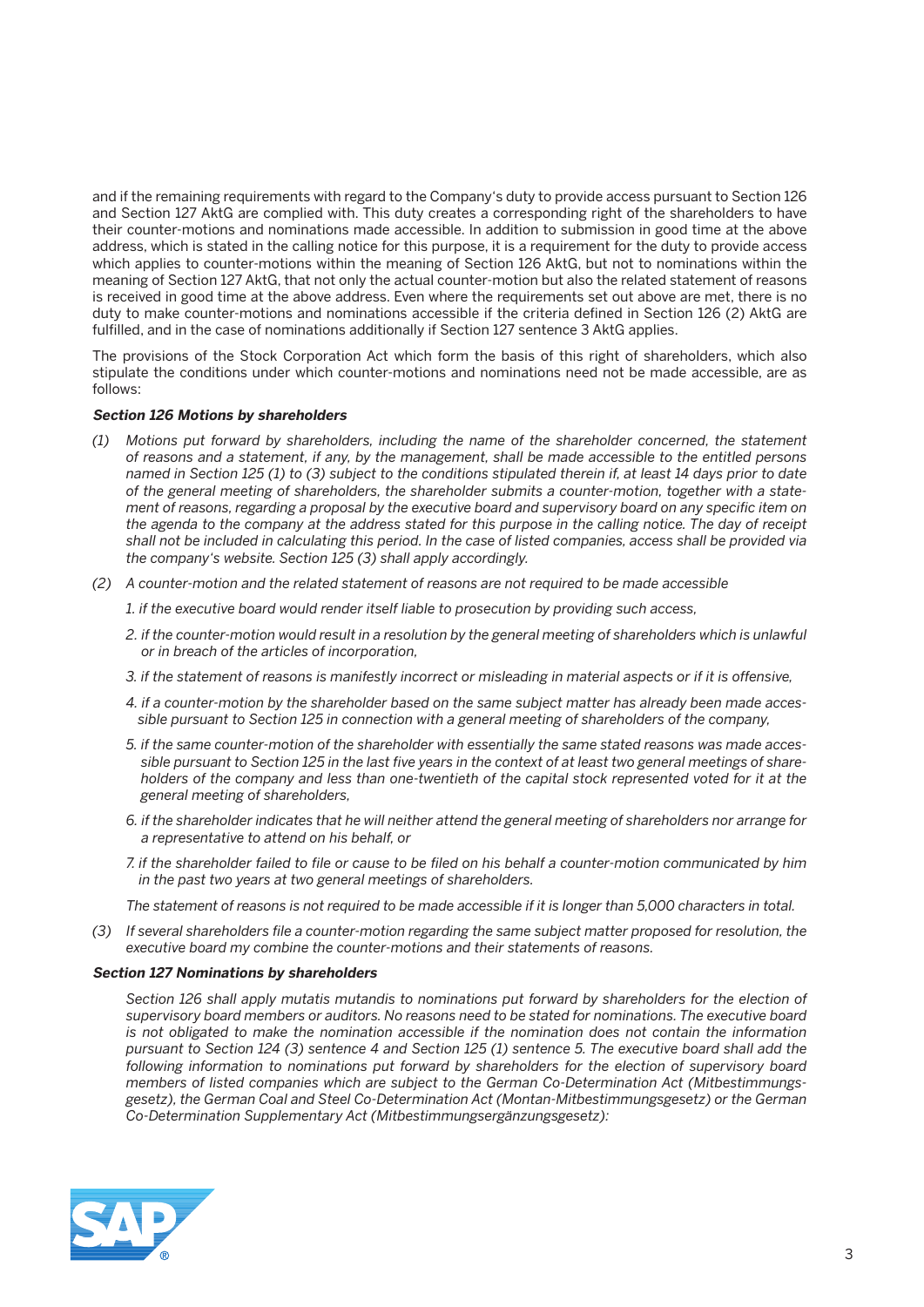and if the remaining requirements with regard to the Company's duty to provide access pursuant to Section 126 and Section 127 AktG are complied with. This duty creates a corresponding right of the shareholders to have their counter-motions and nominations made accessible. In addition to submission in good time at the above address, which is stated in the calling notice for this purpose, it is a requirement for the duty to provide access which applies to counter-motions within the meaning of Section 126 AktG, but not to nominations within the meaning of Section 127 AktG, that not only the actual counter-motion but also the related statement of reasons is received in good time at the above address. Even where the requirements set out above are met, there is no duty to make counter-motions and nominations accessible if the criteria defined in Section 126 (2) AktG are fulfilled, and in the case of nominations additionally if Section 127 sentence 3 AktG applies.

The provisions of the Stock Corporation Act which form the basis of this right of shareholders, which also stipulate the conditions under which counter-motions and nominations need not be made accessible, are as follows:

***Section 126 Motions by shareholders***

*(1) Motions put forward by shareholders, including the name of the shareholder concerned, the statement of reasons and a statement, if any, by the management, shall be made accessible to the entitled persons named in Section 125 (1) to (3) subject to the conditions stipulated therein if, at least 14 days prior to date of the general meeting of shareholders, the shareholder submits a counter-motion, together with a statement of reasons, regarding a proposal by the executive board and supervisory board on any specific item on the agenda to the company at the address stated for this purpose in the calling notice. The day of receipt shall not be included in calculating this period. In the case of listed companies, access shall be provided via the company's website. Section 125 (3) shall apply accordingly.*

*(2) A counter-motion and the related statement of reasons are not required to be made accessible*

*1. if the executive board would render itself liable to prosecution by providing such access,*

*2. if the counter-motion would result in a resolution by the general meeting of shareholders which is unlawful or in breach of the articles of incorporation,*

*3. if the statement of reasons is manifestly incorrect or misleading in material aspects or if it is offensive,*

*4. if a counter-motion by the shareholder based on the same subject matter has already been made accessible pursuant to Section 125 in connection with a general meeting of shareholders of the company,*

*5. if the same counter-motion of the shareholder with essentially the same stated reasons was made accessible pursuant to Section 125 in the last five years in the context of at least two general meetings of shareholders of the company and less than one-twentieth of the capital stock represented voted for it at the general meeting of shareholders,*

*6. if the shareholder indicates that he will neither attend the general meeting of shareholders nor arrange for a representative to attend on his behalf, or*

*7. if the shareholder failed to file or cause to be filed on his behalf a counter-motion communicated by him in the past two years at two general meetings of shareholders.*

*The statement of reasons is not required to be made accessible if it is longer than 5,000 characters in total.*

*(3) If several shareholders file a counter-motion regarding the same subject matter proposed for resolution, the executive board my combine the counter-motions and their statements of reasons.*

***Section 127 Nominations by shareholders***

*Section 126 shall apply mutatis mutandis to nominations put forward by shareholders for the election of supervisory board members or auditors. No reasons need to be stated for nominations. The executive board is not obligated to make the nomination accessible if the nomination does not contain the information pursuant to Section 124 (3) sentence 4 and Section 125 (1) sentence 5. The executive board shall add the following information to nominations put forward by shareholders for the election of supervisory board members of listed companies which are subject to the German Co-Determination Act (Mitbestimmungsgesetz), the German Coal and Steel Co-Determination Act (Montan-Mitbestimmungsgesetz) or the German Co-Determination Supplementary Act (Mitbestimmungsergänzungsgesetz):*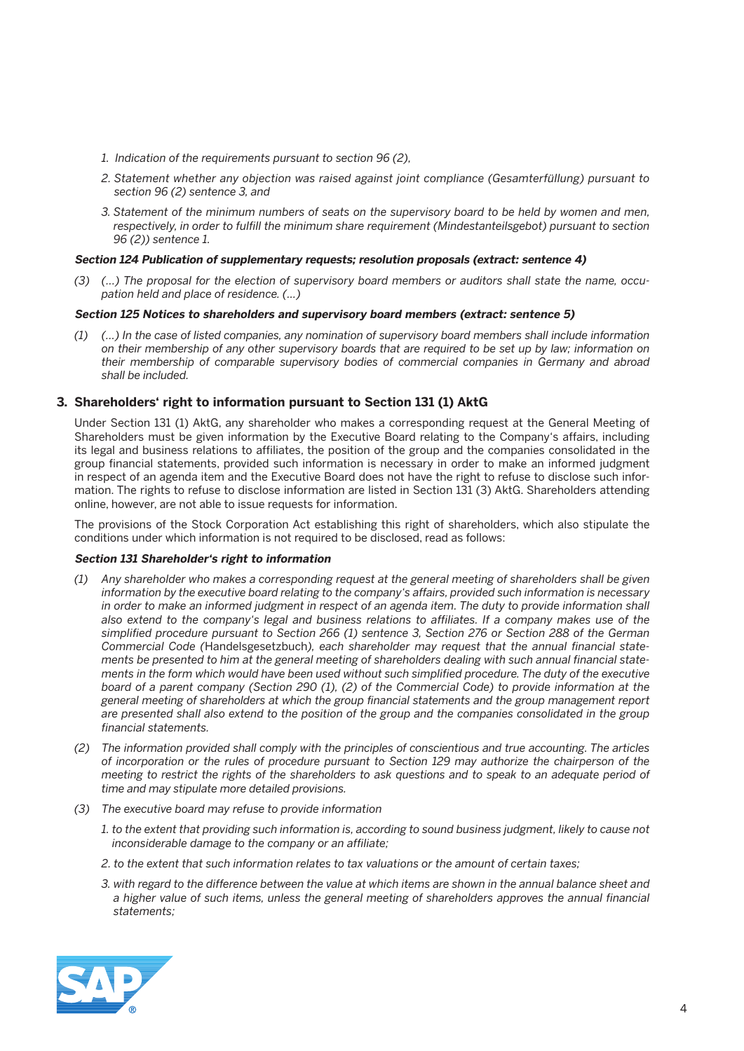1. *Indication of the requirements pursuant to section 96 (2),*
2. *Statement whether any objection was raised against joint compliance (Gesamterfüllung) pursuant to section 96 (2) sentence 3, and*
3. *Statement of the minimum numbers of seats on the supervisory board to be held by women and men, respectively, in order to fulfill the minimum share requirement (Mindestanteilsgebot) pursuant to section 96 (2)) sentence 1.*

***Section 124 Publication of supplementary requests; resolution proposals (extract: sentence 4)***

*(3) (...) The proposal for the election of supervisory board members or auditors shall state the name, occupation held and place of residence. (...)*

***Section 125 Notices to shareholders and supervisory board members (extract: sentence 5)***

*(1) (...) In the case of listed companies, any nomination of supervisory board members shall include information on their membership of any other supervisory boards that are required to be set up by law; information on their membership of comparable supervisory bodies of commercial companies in Germany and abroad shall be included.*

## 3. Shareholders' right to information pursuant to Section 131 (1) AktG

Under Section 131 (1) AktG, any shareholder who makes a corresponding request at the General Meeting of Shareholders must be given information by the Executive Board relating to the Company's affairs, including its legal and business relations to affiliates, the position of the group and the companies consolidated in the group financial statements, provided such information is necessary in order to make an informed judgment in respect of an agenda item and the Executive Board does not have the right to refuse to disclose such information. The rights to refuse to disclose information are listed in Section 131 (3) AktG. Shareholders attending online, however, are not able to issue requests for information.

The provisions of the Stock Corporation Act establishing this right of shareholders, which also stipulate the conditions under which information is not required to be disclosed, read as follows:

***Section 131 Shareholder's right to information***

*(1) Any shareholder who makes a corresponding request at the general meeting of shareholders shall be given information by the executive board relating to the company's affairs, provided such information is necessary in order to make an informed judgment in respect of an agenda item. The duty to provide information shall also extend to the company's legal and business relations to affiliates. If a company makes use of the simplified procedure pursuant to Section 266 (1) sentence 3, Section 276 or Section 288 of the German Commercial Code (*Handelsgesetzbuch*), each shareholder may request that the annual financial statements be presented to him at the general meeting of shareholders dealing with such annual financial statements in the form which would have been used without such simplified procedure. The duty of the executive board of a parent company (Section 290 (1), (2) of the Commercial Code) to provide information at the general meeting of shareholders at which the group financial statements and the group management report are presented shall also extend to the position of the group and the companies consolidated in the group financial statements.*

*(2) The information provided shall comply with the principles of conscientious and true accounting. The articles of incorporation or the rules of procedure pursuant to Section 129 may authorize the chairperson of the meeting to restrict the rights of the shareholders to ask questions and to speak to an adequate period of time and may stipulate more detailed provisions.*

*(3) The executive board may refuse to provide information*

1. *to the extent that providing such information is, according to sound business judgment, likely to cause not inconsiderable damage to the company or an affiliate;*
2. *to the extent that such information relates to tax valuations or the amount of certain taxes;*
3. *with regard to the difference between the value at which items are shown in the annual balance sheet and a higher value of such items, unless the general meeting of shareholders approves the annual financial statements;*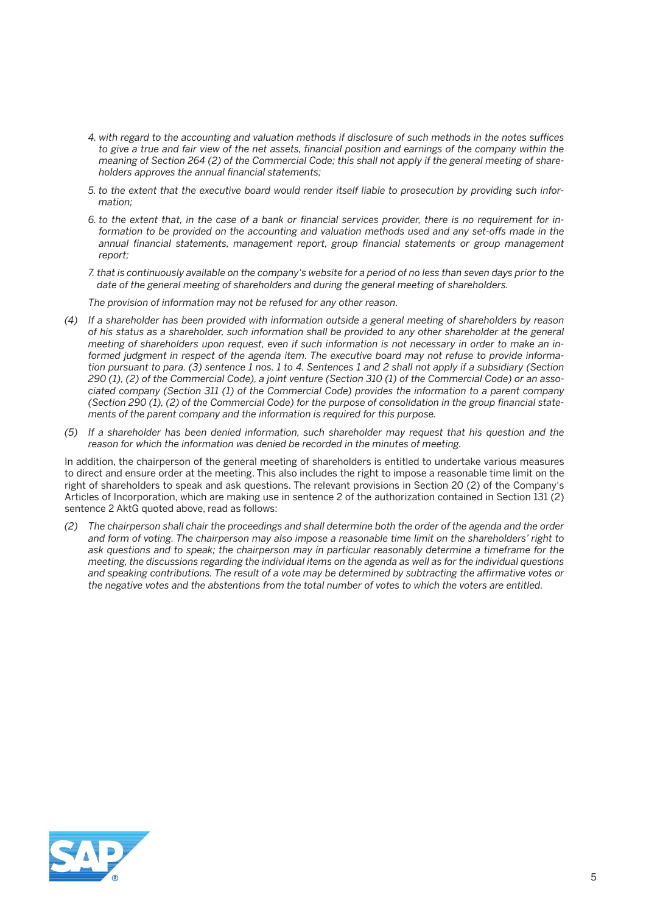*4. with regard to the accounting and valuation methods if disclosure of such methods in the notes suffices to give a true and fair view of the net assets, financial position and earnings of the company within the meaning of Section 264 (2) of the Commercial Code; this shall not apply if the general meeting of shareholders approves the annual financial statements;*

*5. to the extent that the executive board would render itself liable to prosecution by providing such information;*

*6. to the extent that, in the case of a bank or financial services provider, there is no requirement for information to be provided on the accounting and valuation methods used and any set-offs made in the annual financial statements, management report, group financial statements or group management report;*

*7. that is continuously available on the company's website for a period of no less than seven days prior to the date of the general meeting of shareholders and during the general meeting of shareholders.*

*The provision of information may not be refused for any other reason.*

*(4) If a shareholder has been provided with information outside a general meeting of shareholders by reason of his status as a shareholder, such information shall be provided to any other shareholder at the general meeting of shareholders upon request, even if such information is not necessary in order to make an informed judgment in respect of the agenda item. The executive board may not refuse to provide information pursuant to para. (3) sentence 1 nos. 1 to 4. Sentences 1 and 2 shall not apply if a subsidiary (Section 290 (1), (2) of the Commercial Code), a joint venture (Section 310 (1) of the Commercial Code) or an associated company (Section 311 (1) of the Commercial Code) provides the information to a parent company (Section 290 (1), (2) of the Commercial Code) for the purpose of consolidation in the group financial statements of the parent company and the information is required for this purpose.*

*(5) If a shareholder has been denied information, such shareholder may request that his question and the reason for which the information was denied be recorded in the minutes of meeting.*

In addition, the chairperson of the general meeting of shareholders is entitled to undertake various measures to direct and ensure order at the meeting. This also includes the right to impose a reasonable time limit on the right of shareholders to speak and ask questions. The relevant provisions in Section 20 (2) of the Company's Articles of Incorporation, which are making use in sentence 2 of the authorization contained in Section 131 (2) sentence 2 AktG quoted above, read as follows:

*(2) The chairperson shall chair the proceedings and shall determine both the order of the agenda and the order and form of voting. The chairperson may also impose a reasonable time limit on the shareholders' right to ask questions and to speak; the chairperson may in particular reasonably determine a timeframe for the meeting, the discussions regarding the individual items on the agenda as well as for the individual questions and speaking contributions. The result of a vote may be determined by subtracting the affirmative votes or the negative votes and the abstentions from the total number of votes to which the voters are entitled.*